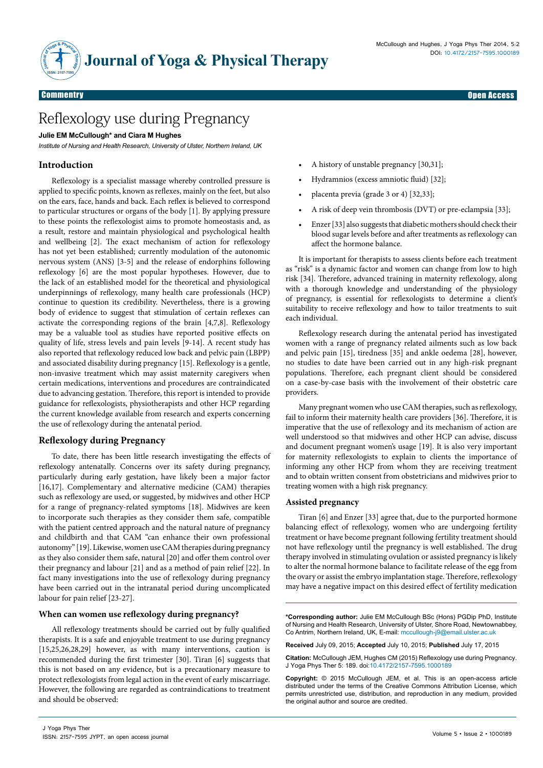Commentry | Open Access

# Reflexology use during Pregnancy

**Julie EM McCullough* and Ciara M Hughes**

*Institute of Nursing and Health Research, University of Ulster, Northern Ireland, UK*

## Introduction

Reflexology is a specialist massage whereby controlled pressure is applied to specific points, known as reflexes, mainly on the feet, but also on the ears, face, hands and back. Each reflex is believed to correspond to particular structures or organs of the body [1]. By applying pressure to these points the reflexologist aims to promote homeostasis and, as a result, restore and maintain physiological and psychological health and wellbeing [2]. The exact mechanism of action for reflexology has not yet been established; currently modulation of the autonomic nervous system (ANS) [3-5] and the release of endorphins following reflexology [6] are the most popular hypotheses. However, due to the lack of an established model for the theoretical and physiological underpinnings of reflexology, many health care professionals (HCP) continue to question its credibility. Nevertheless, there is a growing body of evidence to suggest that stimulation of certain reflexes can activate the corresponding regions of the brain [4,7,8]. Reflexology may be a valuable tool as studies have reported positive effects on quality of life, stress levels and pain levels [9-14]. A recent study has also reported that reflexology reduced low back and pelvic pain (LBPP) and associated disability during pregnancy [15]. Reflexology is a gentle, non-invasive treatment which may assist maternity caregivers when certain medications, interventions and procedures are contraindicated due to advancing gestation. Therefore, this report is intended to provide guidance for reflexologists, physiotherapists and other HCP regarding the current knowledge available from research and experts concerning the use of reflexology during the antenatal period.

## Reflexology during Pregnancy

To date, there has been little research investigating the effects of reflexology antenatally. Concerns over its safety during pregnancy, particularly during early gestation, have likely been a major factor [16,17]. Complementary and alternative medicine (CAM) therapies such as reflexology are used, or suggested, by midwives and other HCP for a range of pregnancy-related symptoms [18]. Midwives are keen to incorporate such therapies as they consider them safe, compatible with the patient centred approach and the natural nature of pregnancy and childbirth and that CAM "can enhance their own professional autonomy" [19]. Likewise, women use CAM therapies during pregnancy as they also consider them safe, natural [20] and offer them control over their pregnancy and labour [21] and as a method of pain relief [22]. In fact many investigations into the use of reflexology during pregnancy have been carried out in the intranatal period during uncomplicated labour for pain relief [23-27].

### When can women use reflexology during pregnancy?

All reflexology treatments should be carried out by fully qualified therapists. It is a safe and enjoyable treatment to use during pregnancy [15,25,26,28,29] however, as with many interventions, caution is recommended during the first trimester [30]. Tiran [6] suggests that this is not based on any evidence, but is a precautionary measure to protect reflexologists from legal action in the event of early miscarriage. However, the following are regarded as contraindications to treatment and should be observed:

- A history of unstable pregnancy [30,31];
- Hydramnios (excess amniotic fluid) [32];
- placenta previa (grade 3 or 4) [32,33];
- A risk of deep vein thrombosis (DVT) or pre-eclampsia [33];
- Enzer [33] also suggests that diabetic mothers should check their blood sugar levels before and after treatments as reflexology can affect the hormone balance.

It is important for therapists to assess clients before each treatment as "risk" is a dynamic factor and women can change from low to high risk [34]. Therefore, advanced training in maternity reflexology, along with a thorough knowledge and understanding of the physiology of pregnancy, is essential for reflexologists to determine a client's suitability to receive reflexology and how to tailor treatments to suit each individual.

Reflexology research during the antenatal period has investigated women with a range of pregnancy related ailments such as low back and pelvic pain [15], tiredness [35] and ankle oedema [28], however, no studies to date have been carried out in any high-risk pregnant populations. Therefore, each pregnant client should be considered on a case-by-case basis with the involvement of their obstetric care providers.

Many pregnant women who use CAM therapies, such as reflexology, fail to inform their maternity health care providers [36]. Therefore, it is imperative that the use of reflexology and its mechanism of action are well understood so that midwives and other HCP can advise, discuss and document pregnant women's usage [19]. It is also very important for maternity reflexologists to explain to clients the importance of informing any other HCP from whom they are receiving treatment and to obtain written consent from obstetricians and midwives prior to treating women with a high risk pregnancy.

### Assisted pregnancy

Tiran [6] and Enzer [33] agree that, due to the purported hormone balancing effect of reflexology, women who are undergoing fertility treatment or have become pregnant following fertility treatment should not have reflexology until the pregnancy is well established. The drug therapy involved in stimulating ovulation or assisted pregnancy is likely to alter the normal hormone balance to facilitate release of the egg from the ovary or assist the embryo implantation stage. Therefore, reflexology may have a negative impact on this desired effect of fertility medication

---

***Corresponding author:** Julie EM McCullough BSc (Hons) PGDip PhD, Institute of Nursing and Health Research, University of Ulster, Shore Road, Newtownabbey, Co Antrim, Northern Ireland, UK, E-mail: mccullough-j9@email.ulster.ac.uk

**Received** July 09, 2015; **Accepted** July 10, 2015; **Published** July 17, 2015

**Citation:** McCullough JEM, Hughes CM (2015) Reflexology use during Pregnancy. J Yoga Phys Ther 5: 189. doi:10.4172/2157-7595.1000189

**Copyright:** © 2015 McCullough JEM, et al. This is an open-access article distributed under the terms of the Creative Commons Attribution License, which permits unrestricted use, distribution, and reproduction in any medium, provided the original author and source are credited.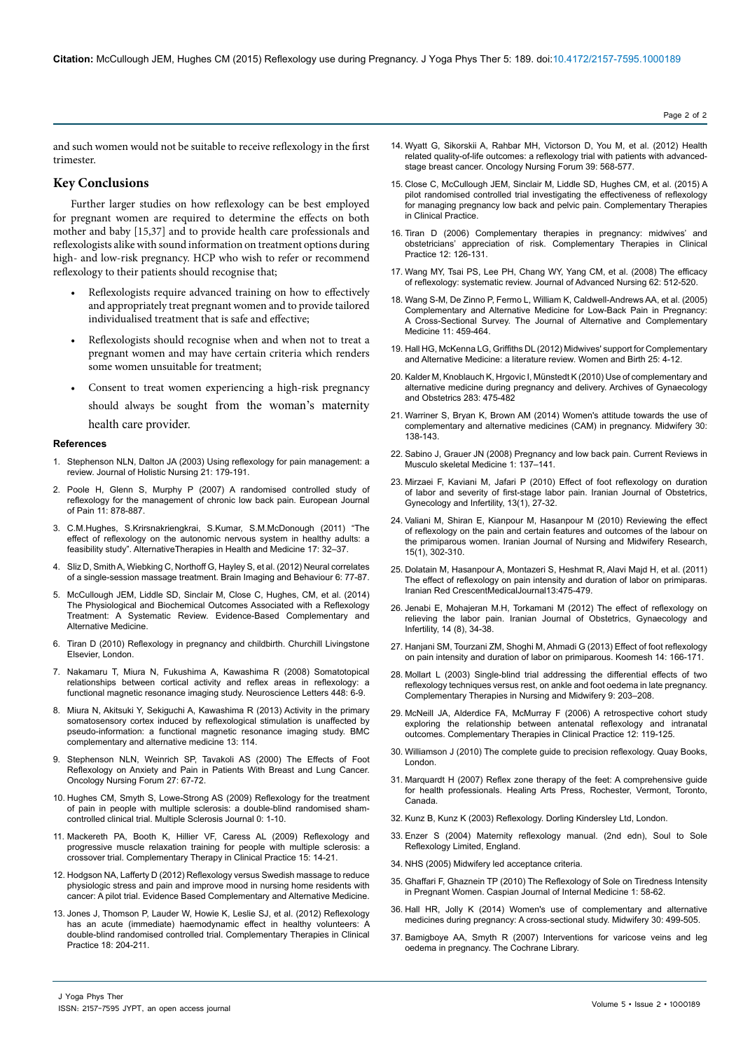and such women would not be suitable to receive reflexology in the first trimester.

## Key Conclusions

Further larger studies on how reflexology can be best employed for pregnant women are required to determine the effects on both mother and baby [15,37] and to provide health care professionals and reflexologists alike with sound information on treatment options during high- and low-risk pregnancy. HCP who wish to refer or recommend reflexology to their patients should recognise that;

- Reflexologists require advanced training on how to effectively and appropriately treat pregnant women and to provide tailored individualised treatment that is safe and effective;
- Reflexologists should recognise when and when not to treat a pregnant women and may have certain criteria which renders some women unsuitable for treatment;
- Consent to treat women experiencing a high-risk pregnancy should always be sought from the woman's maternity health care provider.

### References

1. Stephenson NLN, Dalton JA (2003) Using reflexology for pain management: a review. Journal of Holistic Nursing 21: 179-191.
2. Poole H, Glenn S, Murphy P (2007) A randomised controlled study of reflexology for the management of chronic low back pain. European Journal of Pain 11: 878-887.
3. C.M.Hughes, S.Krirsnakriengkrai, S.Kumar, S.M.McDonough (2011) "The effect of reflexology on the autonomic nervous system in healthy adults: a feasibility study". AlternativeTherapies in Health and Medicine 17: 32–37.
4. Sliz D, Smith A, Wiebking C, Northoff G, Hayley S, et al. (2012) Neural correlates of a single-session massage treatment. Brain Imaging and Behaviour 6: 77-87.
5. McCullough JEM, Liddle SD, Sinclair M, Close C, Hughes, CM, et al. (2014) The Physiological and Biochemical Outcomes Associated with a Reflexology Treatment: A Systematic Review. Evidence-Based Complementary and Alternative Medicine.
6. Tiran D (2010) Reflexology in pregnancy and childbirth. Churchill Livingstone Elsevier, London.
7. Nakamaru T, Miura N, Fukushima A, Kawashima R (2008) Somatotopical relationships between cortical activity and reflex areas in reflexology: a functional magnetic resonance imaging study. Neuroscience Letters 448: 6-9.
8. Miura N, Akitsuki Y, Sekiguchi A, Kawashima R (2013) Activity in the primary somatosensory cortex induced by reflexological stimulation is unaffected by pseudo-information: a functional magnetic resonance imaging study. BMC complementary and alternative medicine 13: 114.
9. Stephenson NLN, Weinrich SP, Tavakoli AS (2000) The Effects of Foot Reflexology on Anxiety and Pain in Patients With Breast and Lung Cancer. Oncology Nursing Forum 27: 67-72.
10. Hughes CM, Smyth S, Lowe-Strong AS (2009) Reflexology for the treatment of pain in people with multiple sclerosis: a double-blind randomised sham-controlled clinical trial. Multiple Sclerosis Journal 0: 1-10.
11. Mackereth PA, Booth K, Hillier VF, Caress AL (2009) Reflexology and progressive muscle relaxation training for people with multiple sclerosis: a crossover trial. Complementary Therapy in Clinical Practice 15: 14-21.
12. Hodgson NA, Lafferty D (2012) Reflexology versus Swedish massage to reduce physiologic stress and pain and improve mood in nursing home residents with cancer: A pilot trial. Evidence Based Complementary and Alternative Medicine.
13. Jones J, Thomson P, Lauder W, Howie K, Leslie SJ, et al. (2012) Reflexology has an acute (immediate) haemodynamic effect in healthy volunteers: A double-blind randomised controlled trial. Complementary Therapies in Clinical Practice 18: 204-211.
14. Wyatt G, Sikorskii A, Rahbar MH, Victorson D, You M, et al. (2012) Health related quality-of-life outcomes: a reflexology trial with patients with advanced-stage breast cancer. Oncology Nursing Forum 39: 568-577.
15. Close C, McCullough JEM, Sinclair M, Liddle SD, Hughes CM, et al. (2015) A pilot randomised controlled trial investigating the effectiveness of reflexology for managing pregnancy low back and pelvic pain. Complementary Therapies in Clinical Practice.
16. Tiran D (2006) Complementary therapies in pregnancy: midwives' and obstetricians' appreciation of risk. Complementary Therapies in Clinical Practice 12: 126-131.
17. Wang MY, Tsai PS, Lee PH, Chang WY, Yang CM, et al. (2008) The efficacy of reflexology: systematic review. Journal of Advanced Nursing 62: 512-520.
18. Wang S-M, De Zinno P, Fermo L, William K, Caldwell-Andrews AA, et al. (2005) Complementary and Alternative Medicine for Low-Back Pain in Pregnancy: A Cross-Sectional Survey. The Journal of Alternative and Complementary Medicine 11: 459-464.
19. Hall HG, McKenna LG, Griffiths DL (2012) Midwives' support for Complementary and Alternative Medicine: a literature review. Women and Birth 25: 4-12.
20. Kalder M, Knoblauch K, Hrgovic I, Münstedt K (2010) Use of complementary and alternative medicine during pregnancy and delivery. Archives of Gynaecology and Obstetrics 283: 475-482
21. Warriner S, Bryan K, Brown AM (2014) Women's attitude towards the use of complementary and alternative medicines (CAM) in pregnancy. Midwifery 30: 138-143.
22. Sabino J, Grauer JN (2008) Pregnancy and low back pain. Current Reviews in Musculo skeletal Medicine 1: 137–141.
23. Mirzaei F, Kaviani M, Jafari P (2010) Effect of foot reflexology on duration of labor and severity of first-stage labor pain. Iranian Journal of Obstetrics, Gynecology and Infertility, 13(1), 27-32.
24. Valiani M, Shiran E, Kianpour M, Hasanpour M (2010) Reviewing the effect of reflexology on the pain and certain features and outcomes of the labour on the primiparous women. Iranian Journal of Nursing and Midwifery Research, 15(1), 302-310.
25. Dolatain M, Hasanpour A, Montazeri S, Heshmat R, Alavi Majd H, et al. (2011) The effect of reflexology on pain intensity and duration of labor on primiparas. Iranian Red CrescentMedicalJournal13:475-479.
26. Jenabi E, Mohajeran M.H, Torkamani M (2012) The effect of reflexology on relieving the labor pain. Iranian Journal of Obstetrics, Gynaecology and Infertility, 14 (8), 34-38.
27. Hanjani SM, Tourzani ZM, Shoghi M, Ahmadi G (2013) Effect of foot reflexology on pain intensity and duration of labor on primiparous. Koomesh 14: 166-171.
28. Mollart L (2003) Single-blind trial addressing the differential effects of two reflexology techniques versus rest, on ankle and foot oedema in late pregnancy. Complementary Therapies in Nursing and Midwifery 9: 203–208.
29. McNeill JA, Alderdice FA, McMurray F (2006) A retrospective cohort study exploring the relationship between antenatal reflexology and intranatal outcomes. Complementary Therapies in Clinical Practice 12: 119-125.
30. Williamson J (2010) The complete guide to precision reflexology. Quay Books, London.
31. Marquardt H (2007) Reflex zone therapy of the feet: A comprehensive guide for health professionals. Healing Arts Press, Rochester, Vermont, Toronto, Canada.
32. Kunz B, Kunz K (2003) Reflexology. Dorling Kindersley Ltd, London.
33. Enzer S (2004) Maternity reflexology manual. (2nd edn), Soul to Sole Reflexology Limited, England.
34. NHS (2005) Midwifery led acceptance criteria.
35. Ghaffari F, Ghaznein TP (2010) The Reflexology of Sole on Tiredness Intensity in Pregnant Women. Caspian Journal of Internal Medicine 1: 58-62.
36. Hall HR, Jolly K (2014) Women's use of complementary and alternative medicines during pregnancy: A cross-sectional study. Midwifery 30: 499-505.
37. Bamigboye AA, Smyth R (2007) Interventions for varicose veins and leg oedema in pregnancy. The Cochrane Library.